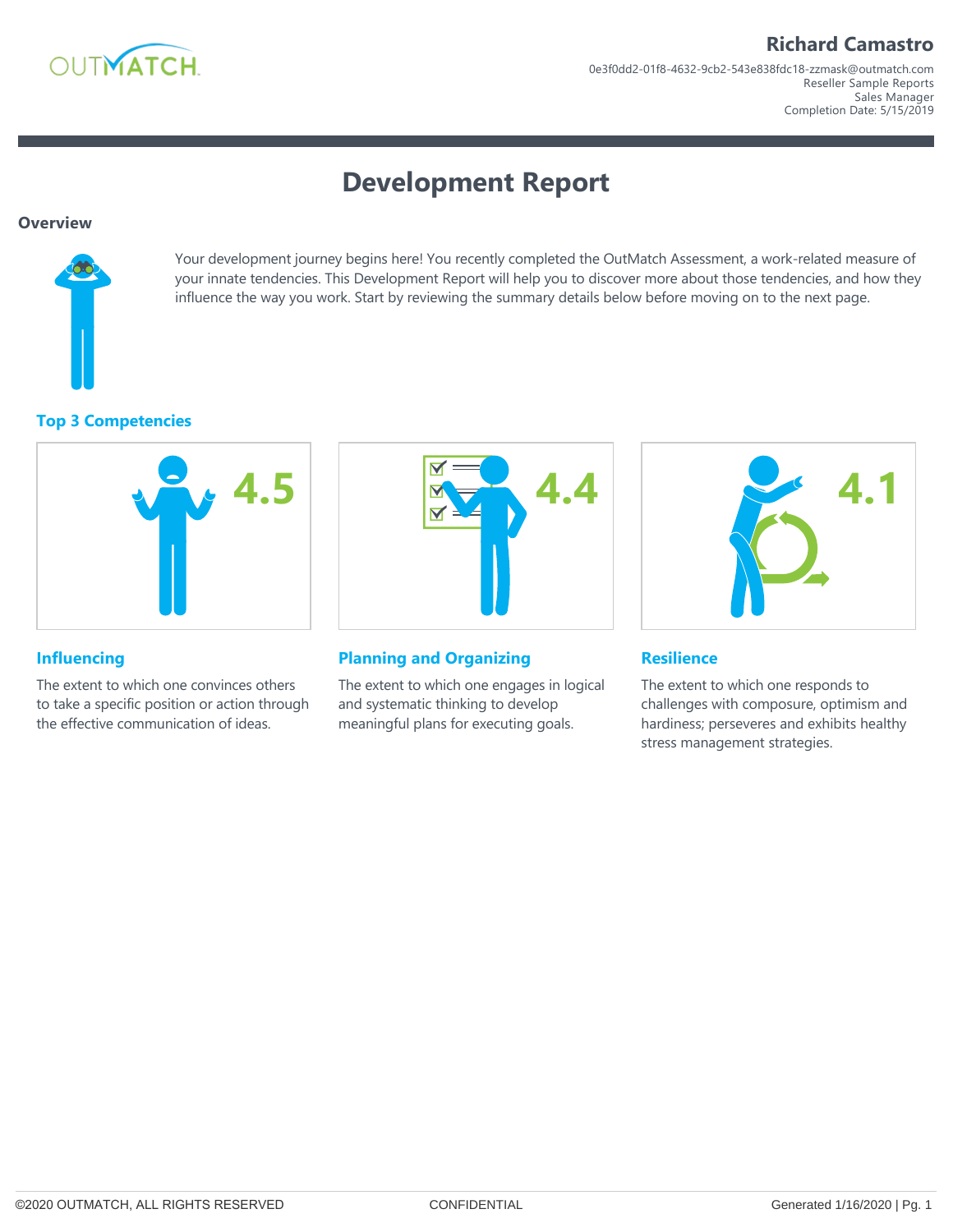**Richard Camastro**

0e3f0dd2-01f8-4632-9cb2-543e838fdc18-zzmask@outmatch.com
Reseller Sample Reports
Sales Manager
Completion Date: 5/15/2019

# Development Report

## Overview

Your development journey begins here! You recently completed the OutMatch Assessment, a work-related measure of your innate tendencies. This Development Report will help you to discover more about those tendencies, and how they influence the way you work. Start by reviewing the summary details below before moving on to the next page.

## Top 3 Competencies

### Influencing

**4.5**

The extent to which one convinces others to take a specific position or action through the effective communication of ideas.

### Planning and Organizing

**4.4**

The extent to which one engages in logical and systematic thinking to develop meaningful plans for executing goals.

### Resilience

**4.1**

The extent to which one responds to challenges with composure, optimism and hardiness; perseveres and exhibits healthy stress management strategies.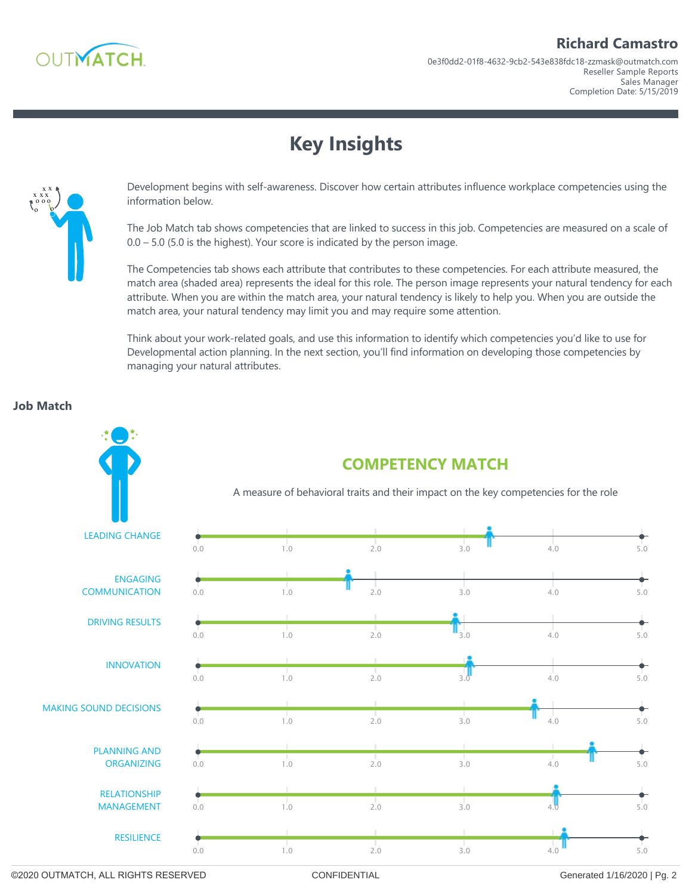**Richard Camastro**

0e3f0dd2-01f8-4632-9cb2-543e838fdc18-zzmask@outmatch.com
Reseller Sample Reports
Sales Manager
Completion Date: 5/15/2019

# Key Insights

Development begins with self-awareness. Discover how certain attributes influence workplace competencies using the information below.

The Job Match tab shows competencies that are linked to success in this job. Competencies are measured on a scale of 0.0 – 5.0 (5.0 is the highest). Your score is indicated by the person image.

The Competencies tab shows each attribute that contributes to these competencies. For each attribute measured, the match area (shaded area) represents the ideal for this role. The person image represents your natural tendency for each attribute. When you are within the match area, your natural tendency is likely to help you. When you are outside the match area, your natural tendency may limit you and may require some attention.

Think about your work-related goals, and use this information to identify which competencies you'd like to use for Developmental action planning. In the next section, you'll find information on developing those competencies by managing your natural attributes.

### Job Match

## COMPETENCY MATCH

A measure of behavioral traits and their impact on the key competencies for the role

- LEADING CHANGE (scale 0.0 – 5.0)
- ENGAGING COMMUNICATION (scale 0.0 – 5.0)
- DRIVING RESULTS (scale 0.0 – 5.0)
- INNOVATION (scale 0.0 – 5.0)
- MAKING SOUND DECISIONS (scale 0.0 – 5.0)
- PLANNING AND ORGANIZING (scale 0.0 – 5.0)
- RELATIONSHIP MANAGEMENT (scale 0.0 – 5.0)
- RESILIENCE (scale 0.0 – 5.0)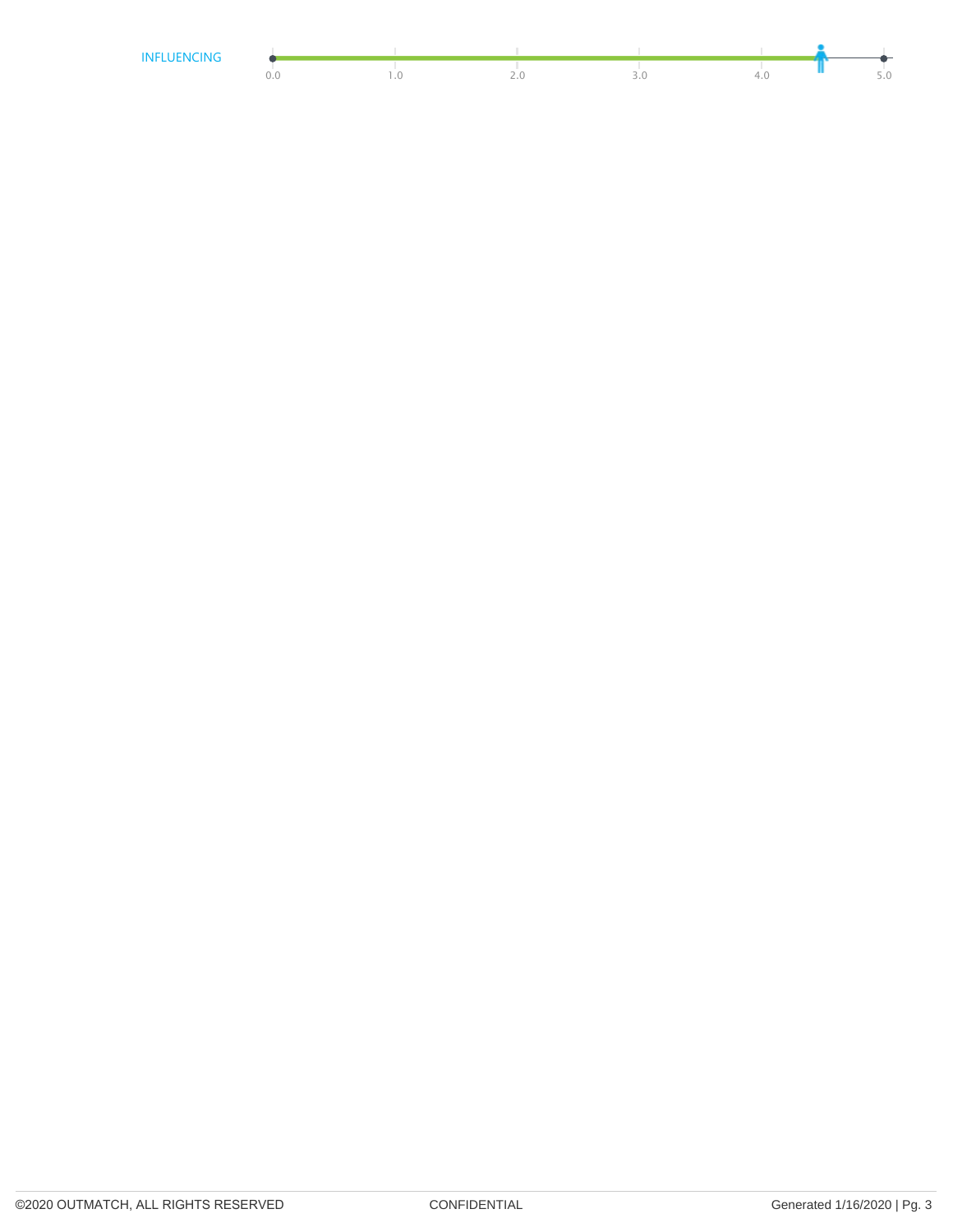INFLUENCING

0.0 | 1.0 | 2.0 | 3.0 | 4.0 | 5.0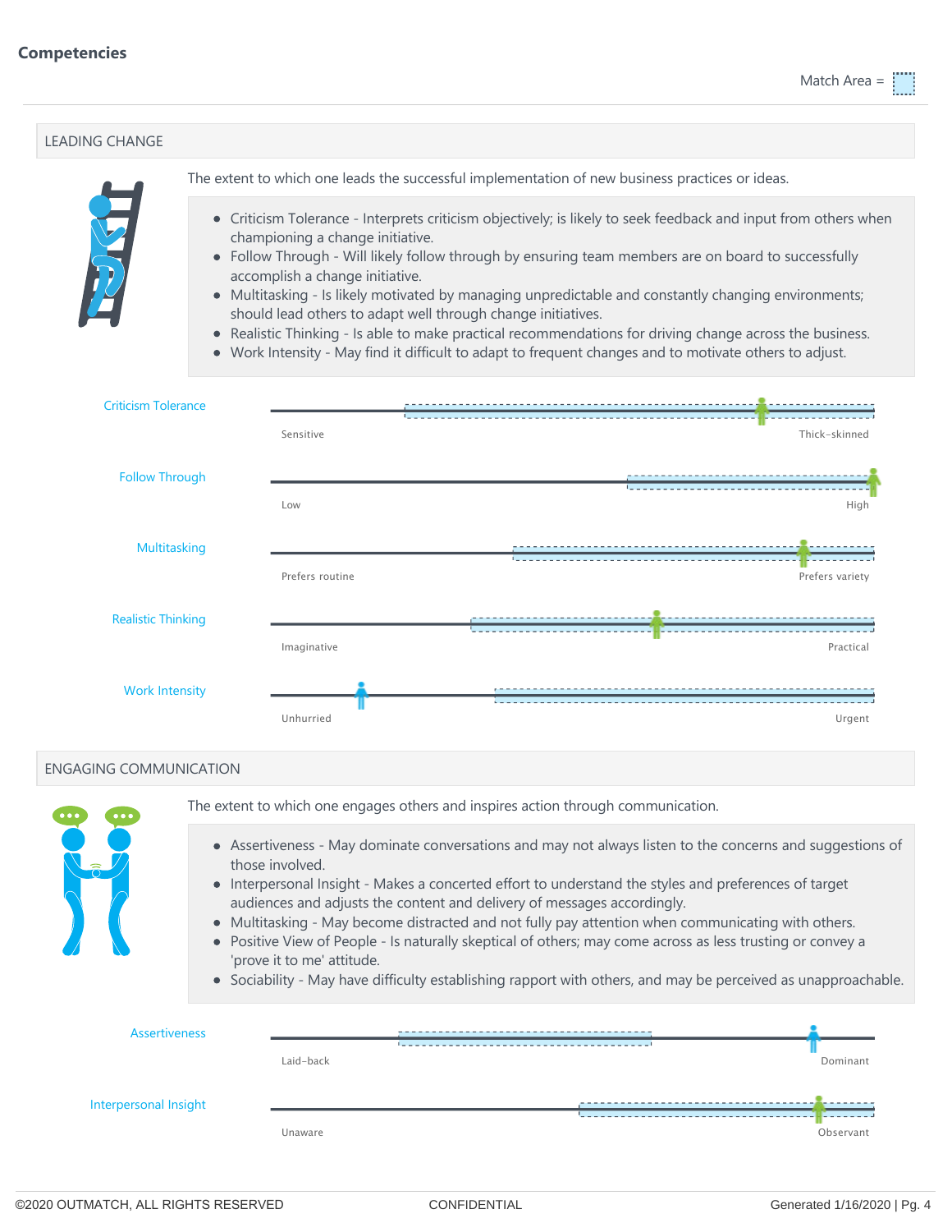## Competencies

Match Area =

### LEADING CHANGE

The extent to which one leads the successful implementation of new business practices or ideas.

- Criticism Tolerance - Interprets criticism objectively; is likely to seek feedback and input from others when championing a change initiative.
- Follow Through - Will likely follow through by ensuring team members are on board to successfully accomplish a change initiative.
- Multitasking - Is likely motivated by managing unpredictable and constantly changing environments; should lead others to adapt well through change initiatives.
- Realistic Thinking - Is able to make practical recommendations for driving change across the business.
- Work Intensity - May find it difficult to adapt to frequent changes and to motivate others to adjust.

Criticism Tolerance: Sensitive — Thick-skinned

Follow Through: Low — High

Multitasking: Prefers routine — Prefers variety

Realistic Thinking: Imaginative — Practical

Work Intensity: Unhurried — Urgent

### ENGAGING COMMUNICATION

The extent to which one engages others and inspires action through communication.

- Assertiveness - May dominate conversations and may not always listen to the concerns and suggestions of those involved.
- Interpersonal Insight - Makes a concerted effort to understand the styles and preferences of target audiences and adjusts the content and delivery of messages accordingly.
- Multitasking - May become distracted and not fully pay attention when communicating with others.
- Positive View of People - Is naturally skeptical of others; may come across as less trusting or convey a 'prove it to me' attitude.
- Sociability - May have difficulty establishing rapport with others, and may be perceived as unapproachable.

Assertiveness: Laid-back — Dominant

Interpersonal Insight: Unaware — Observant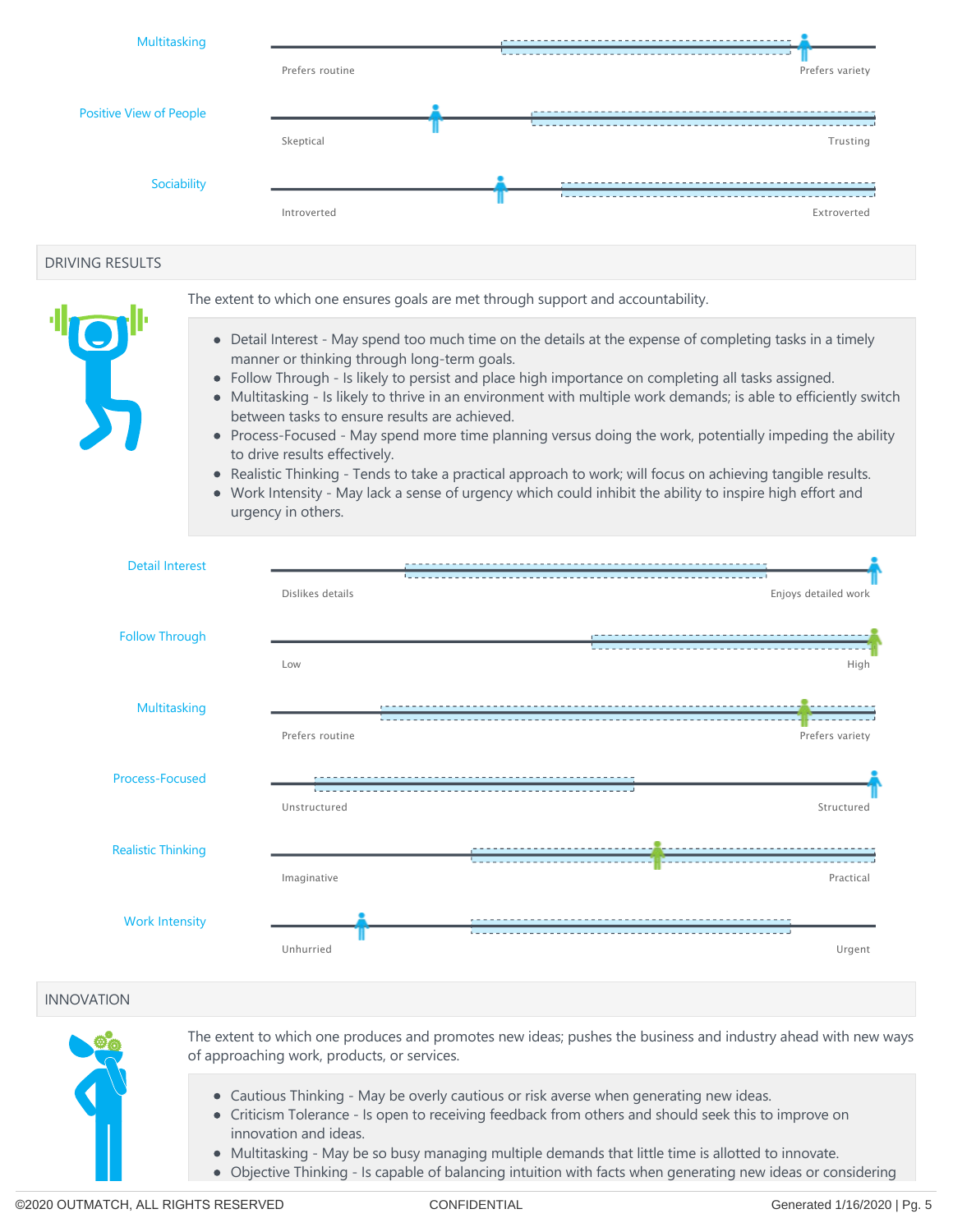Multitasking — Prefers routine / Prefers variety

Positive View of People — Skeptical / Trusting

Sociability — Introverted / Extroverted

## DRIVING RESULTS

The extent to which one ensures goals are met through support and accountability.

- Detail Interest - May spend too much time on the details at the expense of completing tasks in a timely manner or thinking through long-term goals.
- Follow Through - Is likely to persist and place high importance on completing all tasks assigned.
- Multitasking - Is likely to thrive in an environment with multiple work demands; is able to efficiently switch between tasks to ensure results are achieved.
- Process-Focused - May spend more time planning versus doing the work, potentially impeding the ability to drive results effectively.
- Realistic Thinking - Tends to take a practical approach to work; will focus on achieving tangible results.
- Work Intensity - May lack a sense of urgency which could inhibit the ability to inspire high effort and urgency in others.

Detail Interest — Dislikes details / Enjoys detailed work

Follow Through — Low / High

Multitasking — Prefers routine / Prefers variety

Process-Focused — Unstructured / Structured

Realistic Thinking — Imaginative / Practical

Work Intensity — Unhurried / Urgent

## INNOVATION

The extent to which one produces and promotes new ideas; pushes the business and industry ahead with new ways of approaching work, products, or services.

- Cautious Thinking - May be overly cautious or risk averse when generating new ideas.
- Criticism Tolerance - Is open to receiving feedback from others and should seek this to improve on innovation and ideas.
- Multitasking - May be so busy managing multiple demands that little time is allotted to innovate.
- Objective Thinking - Is capable of balancing intuition with facts when generating new ideas or considering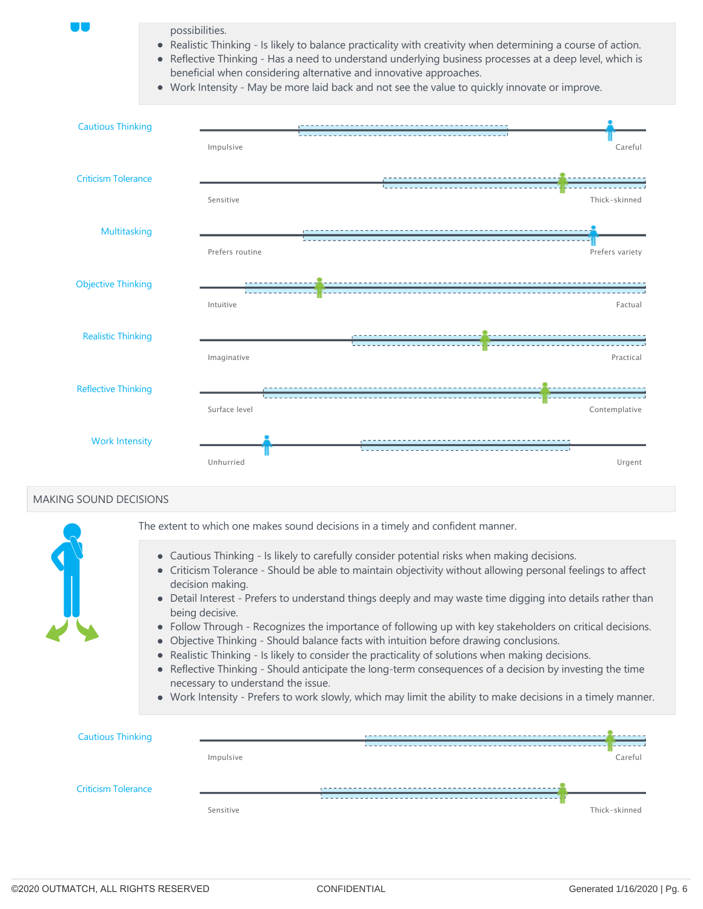possibilities.

- Realistic Thinking - Is likely to balance practicality with creativity when determining a course of action.
- Reflective Thinking - Has a need to understand underlying business processes at a deep level, which is beneficial when considering alternative and innovative approaches.
- Work Intensity - May be more laid back and not see the value to quickly innovate or improve.

| Trait | Low | High |
| --- | --- | --- |
| Cautious Thinking | Impulsive | Careful |
| Criticism Tolerance | Sensitive | Thick-skinned |
| Multitasking | Prefers routine | Prefers variety |
| Objective Thinking | Intuitive | Factual |
| Realistic Thinking | Imaginative | Practical |
| Reflective Thinking | Surface level | Contemplative |
| Work Intensity | Unhurried | Urgent |

## MAKING SOUND DECISIONS

The extent to which one makes sound decisions in a timely and confident manner.

- Cautious Thinking - Is likely to carefully consider potential risks when making decisions.
- Criticism Tolerance - Should be able to maintain objectivity without allowing personal feelings to affect decision making.
- Detail Interest - Prefers to understand things deeply and may waste time digging into details rather than being decisive.
- Follow Through - Recognizes the importance of following up with key stakeholders on critical decisions.
- Objective Thinking - Should balance facts with intuition before drawing conclusions.
- Realistic Thinking - Is likely to consider the practicality of solutions when making decisions.
- Reflective Thinking - Should anticipate the long-term consequences of a decision by investing the time necessary to understand the issue.
- Work Intensity - Prefers to work slowly, which may limit the ability to make decisions in a timely manner.

| Trait | Low | High |
| --- | --- | --- |
| Cautious Thinking | Impulsive | Careful |
| Criticism Tolerance | Sensitive | Thick-skinned |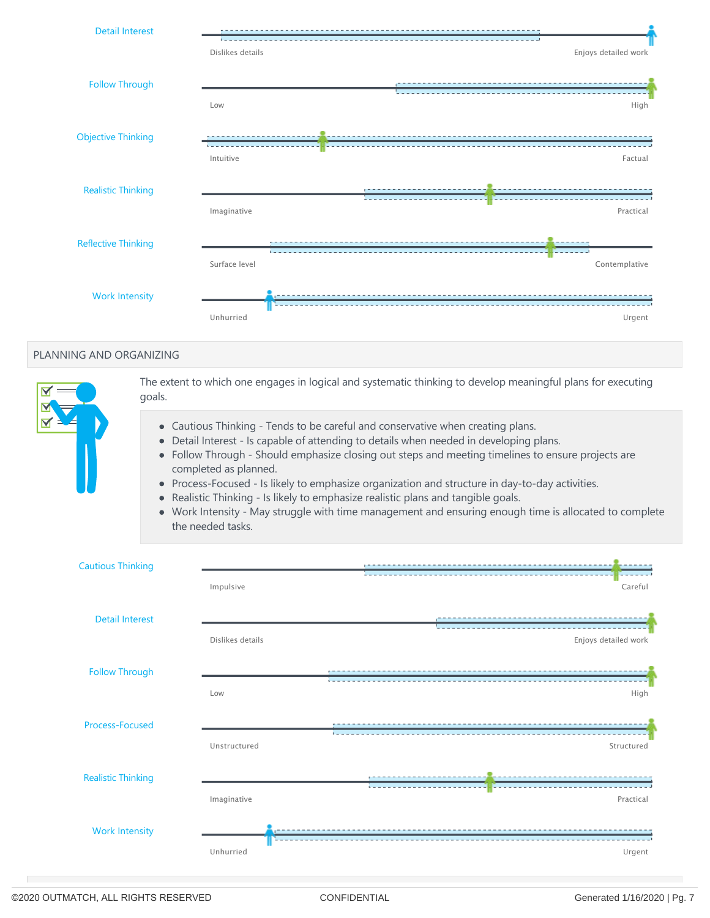**Detail Interest**

Dislikes details — Enjoys detailed work

**Follow Through**

Low — High

**Objective Thinking**

Intuitive — Factual

**Realistic Thinking**

Imaginative — Practical

**Reflective Thinking**

Surface level — Contemplative

**Work Intensity**

Unhurried — Urgent

## PLANNING AND ORGANIZING

The extent to which one engages in logical and systematic thinking to develop meaningful plans for executing goals.

- Cautious Thinking - Tends to be careful and conservative when creating plans.
- Detail Interest - Is capable of attending to details when needed in developing plans.
- Follow Through - Should emphasize closing out steps and meeting timelines to ensure projects are completed as planned.
- Process-Focused - Is likely to emphasize organization and structure in day-to-day activities.
- Realistic Thinking - Is likely to emphasize realistic plans and tangible goals.
- Work Intensity - May struggle with time management and ensuring enough time is allocated to complete the needed tasks.

**Cautious Thinking**

Impulsive — Careful

**Detail Interest**

Dislikes details — Enjoys detailed work

**Follow Through**

Low — High

**Process-Focused**

Unstructured — Structured

**Realistic Thinking**

Imaginative — Practical

**Work Intensity**

Unhurried — Urgent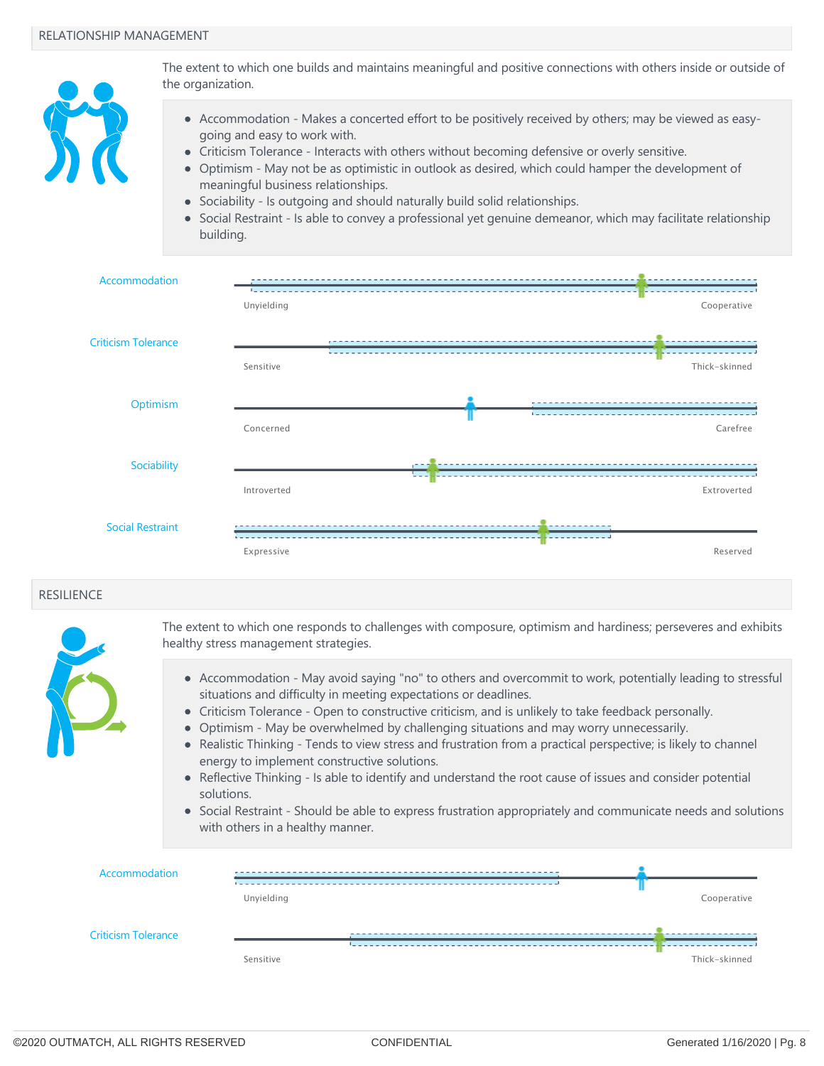## RELATIONSHIP MANAGEMENT

The extent to which one builds and maintains meaningful and positive connections with others inside or outside of the organization.

- Accommodation - Makes a concerted effort to be positively received by others; may be viewed as easy-going and easy to work with.
- Criticism Tolerance - Interacts with others without becoming defensive or overly sensitive.
- Optimism - May not be as optimistic in outlook as desired, which could hamper the development of meaningful business relationships.
- Sociability - Is outgoing and should naturally build solid relationships.
- Social Restraint - Is able to convey a professional yet genuine demeanor, which may facilitate relationship building.

Accommodation: Unyielding — Cooperative

Criticism Tolerance: Sensitive — Thick-skinned

Optimism: Concerned — Carefree

Sociability: Introverted — Extroverted

Social Restraint: Expressive — Reserved

## RESILIENCE

The extent to which one responds to challenges with composure, optimism and hardiness; perseveres and exhibits healthy stress management strategies.

- Accommodation - May avoid saying "no" to others and overcommit to work, potentially leading to stressful situations and difficulty in meeting expectations or deadlines.
- Criticism Tolerance - Open to constructive criticism, and is unlikely to take feedback personally.
- Optimism - May be overwhelmed by challenging situations and may worry unnecessarily.
- Realistic Thinking - Tends to view stress and frustration from a practical perspective; is likely to channel energy to implement constructive solutions.
- Reflective Thinking - Is able to identify and understand the root cause of issues and consider potential solutions.
- Social Restraint - Should be able to express frustration appropriately and communicate needs and solutions with others in a healthy manner.

Accommodation: Unyielding — Cooperative

Criticism Tolerance: Sensitive — Thick-skinned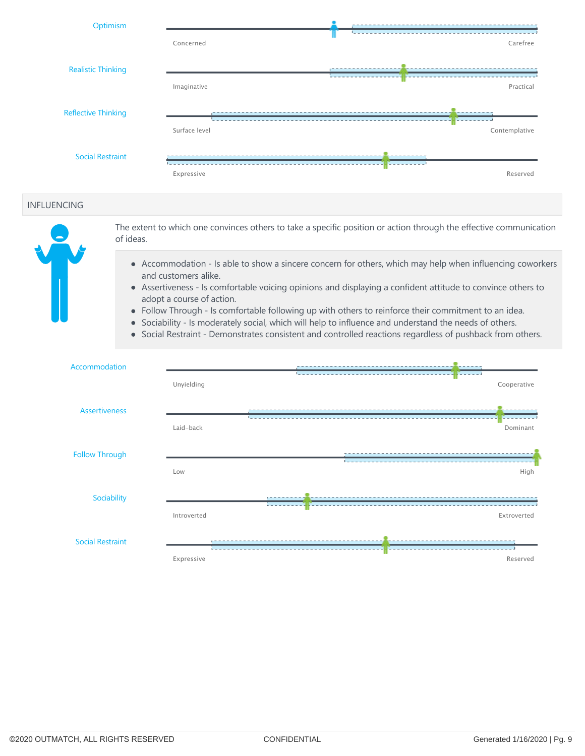Optimism

Concerned — Carefree

Realistic Thinking

Imaginative — Practical

Reflective Thinking

Surface level — Contemplative

Social Restraint

Expressive — Reserved

## INFLUENCING

The extent to which one convinces others to take a specific position or action through the effective communication of ideas.

- Accommodation - Is able to show a sincere concern for others, which may help when influencing coworkers and customers alike.
- Assertiveness - Is comfortable voicing opinions and displaying a confident attitude to convince others to adopt a course of action.
- Follow Through - Is comfortable following up with others to reinforce their commitment to an idea.
- Sociability - Is moderately social, which will help to influence and understand the needs of others.
- Social Restraint - Demonstrates consistent and controlled reactions regardless of pushback from others.

Accommodation

Unyielding — Cooperative

Assertiveness

Laid-back — Dominant

Follow Through

Low — High

Sociability

Introverted — Extroverted

Social Restraint

Expressive — Reserved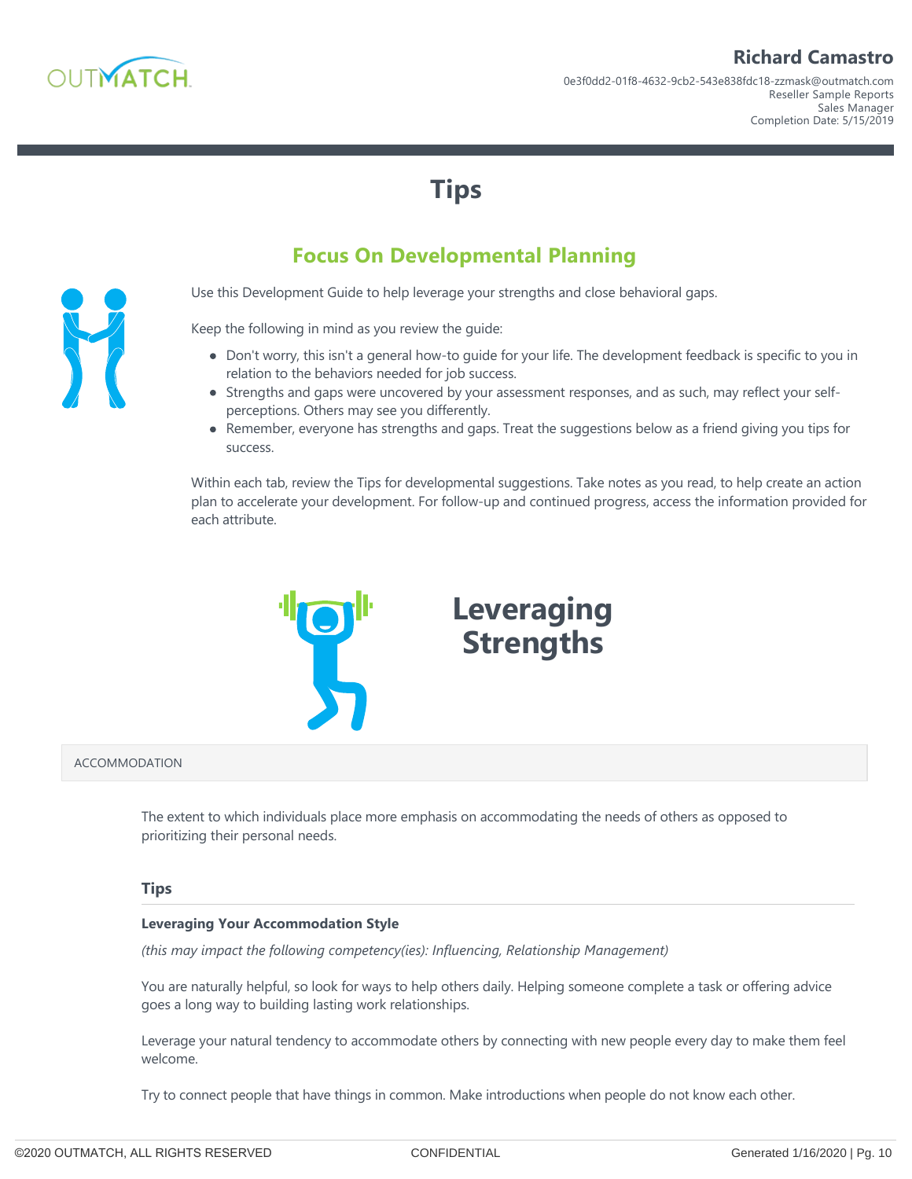# Tips

## Focus On Developmental Planning

Use this Development Guide to help leverage your strengths and close behavioral gaps.

Keep the following in mind as you review the guide:

- Don't worry, this isn't a general how-to guide for your life. The development feedback is specific to you in relation to the behaviors needed for job success.
- Strengths and gaps were uncovered by your assessment responses, and as such, may reflect your self-perceptions. Others may see you differently.
- Remember, everyone has strengths and gaps. Treat the suggestions below as a friend giving you tips for success.

Within each tab, review the Tips for developmental suggestions. Take notes as you read, to help create an action plan to accelerate your development. For follow-up and continued progress, access the information provided for each attribute.

## Leveraging Strengths

### ACCOMMODATION

The extent to which individuals place more emphasis on accommodating the needs of others as opposed to prioritizing their personal needs.

#### Tips

**Leveraging Your Accommodation Style**

*(this may impact the following competency(ies): Influencing, Relationship Management)*

You are naturally helpful, so look for ways to help others daily. Helping someone complete a task or offering advice goes a long way to building lasting work relationships.

Leverage your natural tendency to accommodate others by connecting with new people every day to make them feel welcome.

Try to connect people that have things in common. Make introductions when people do not know each other.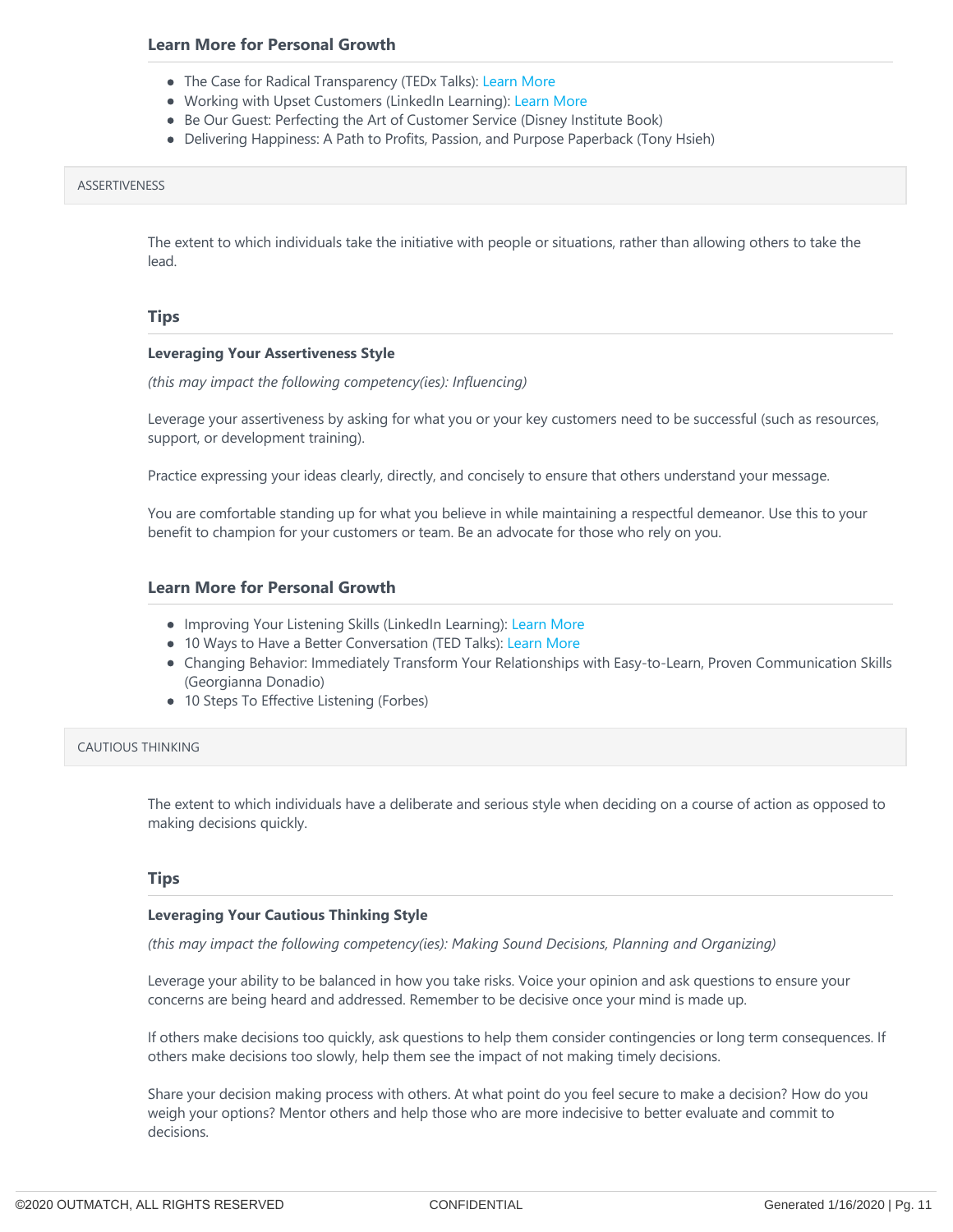### Learn More for Personal Growth

- The Case for Radical Transparency (TEDx Talks): Learn More
- Working with Upset Customers (LinkedIn Learning): Learn More
- Be Our Guest: Perfecting the Art of Customer Service (Disney Institute Book)
- Delivering Happiness: A Path to Profits, Passion, and Purpose Paperback (Tony Hsieh)

## ASSERTIVENESS

The extent to which individuals take the initiative with people or situations, rather than allowing others to take the lead.

### Tips

**Leveraging Your Assertiveness Style**

*(this may impact the following competency(ies): Influencing)*

Leverage your assertiveness by asking for what you or your key customers need to be successful (such as resources, support, or development training).

Practice expressing your ideas clearly, directly, and concisely to ensure that others understand your message.

You are comfortable standing up for what you believe in while maintaining a respectful demeanor. Use this to your benefit to champion for your customers or team. Be an advocate for those who rely on you.

### Learn More for Personal Growth

- Improving Your Listening Skills (LinkedIn Learning): Learn More
- 10 Ways to Have a Better Conversation (TED Talks): Learn More
- Changing Behavior: Immediately Transform Your Relationships with Easy-to-Learn, Proven Communication Skills (Georgianna Donadio)
- 10 Steps To Effective Listening (Forbes)

## CAUTIOUS THINKING

The extent to which individuals have a deliberate and serious style when deciding on a course of action as opposed to making decisions quickly.

### Tips

**Leveraging Your Cautious Thinking Style**

*(this may impact the following competency(ies): Making Sound Decisions, Planning and Organizing)*

Leverage your ability to be balanced in how you take risks. Voice your opinion and ask questions to ensure your concerns are being heard and addressed. Remember to be decisive once your mind is made up.

If others make decisions too quickly, ask questions to help them consider contingencies or long term consequences. If others make decisions too slowly, help them see the impact of not making timely decisions.

Share your decision making process with others. At what point do you feel secure to make a decision? How do you weigh your options? Mentor others and help those who are more indecisive to better evaluate and commit to decisions.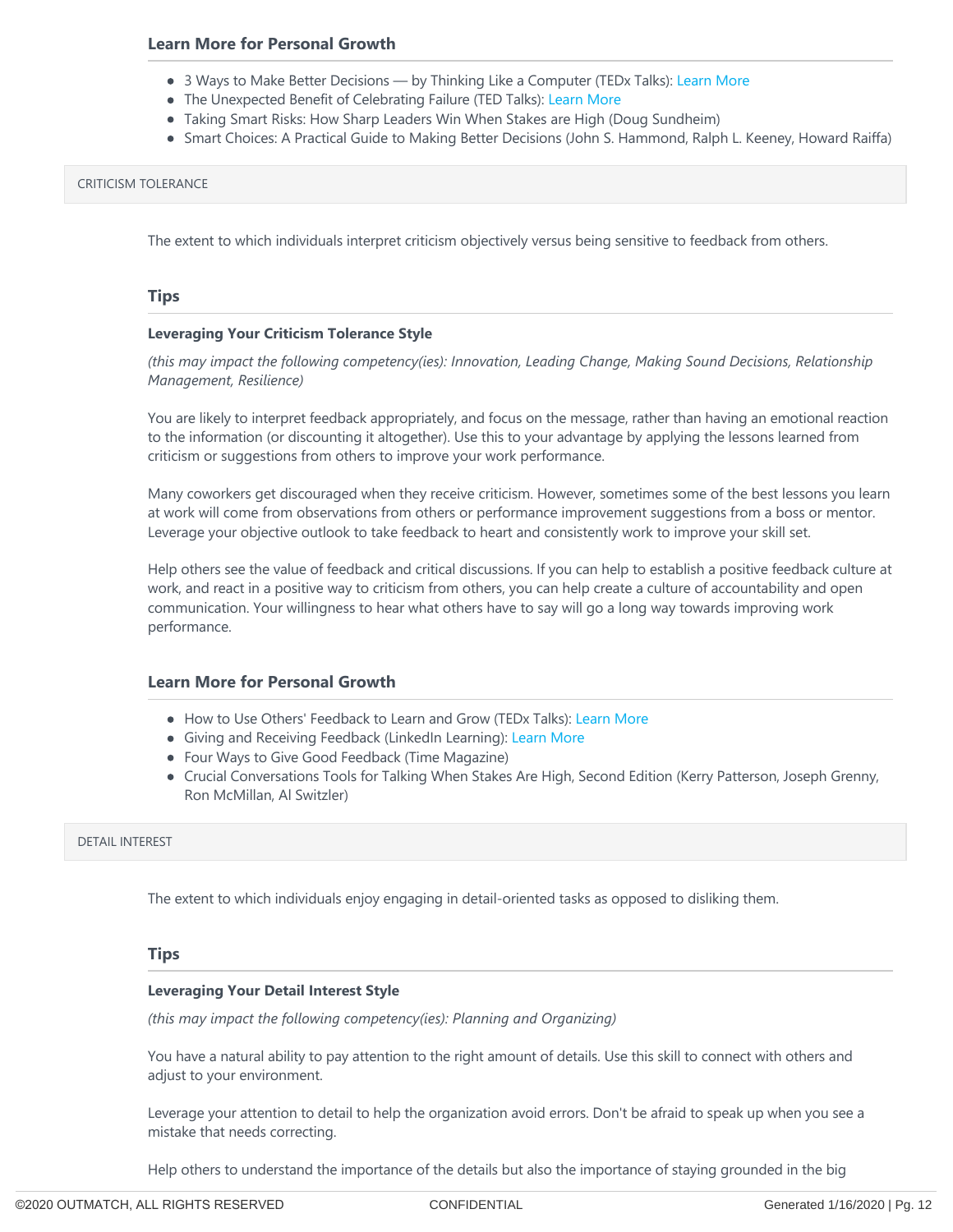### Learn More for Personal Growth

- 3 Ways to Make Better Decisions — by Thinking Like a Computer (TEDx Talks): Learn More
- The Unexpected Benefit of Celebrating Failure (TED Talks): Learn More
- Taking Smart Risks: How Sharp Leaders Win When Stakes are High (Doug Sundheim)
- Smart Choices: A Practical Guide to Making Better Decisions (John S. Hammond, Ralph L. Keeney, Howard Raiffa)

## CRITICISM TOLERANCE

The extent to which individuals interpret criticism objectively versus being sensitive to feedback from others.

### Tips

**Leveraging Your Criticism Tolerance Style**

*(this may impact the following competency(ies): Innovation, Leading Change, Making Sound Decisions, Relationship Management, Resilience)*

You are likely to interpret feedback appropriately, and focus on the message, rather than having an emotional reaction to the information (or discounting it altogether). Use this to your advantage by applying the lessons learned from criticism or suggestions from others to improve your work performance.

Many coworkers get discouraged when they receive criticism. However, sometimes some of the best lessons you learn at work will come from observations from others or performance improvement suggestions from a boss or mentor. Leverage your objective outlook to take feedback to heart and consistently work to improve your skill set.

Help others see the value of feedback and critical discussions. If you can help to establish a positive feedback culture at work, and react in a positive way to criticism from others, you can help create a culture of accountability and open communication. Your willingness to hear what others have to say will go a long way towards improving work performance.

### Learn More for Personal Growth

- How to Use Others' Feedback to Learn and Grow (TEDx Talks): Learn More
- Giving and Receiving Feedback (LinkedIn Learning): Learn More
- Four Ways to Give Good Feedback (Time Magazine)
- Crucial Conversations Tools for Talking When Stakes Are High, Second Edition (Kerry Patterson, Joseph Grenny, Ron McMillan, Al Switzler)

## DETAIL INTEREST

The extent to which individuals enjoy engaging in detail-oriented tasks as opposed to disliking them.

### Tips

**Leveraging Your Detail Interest Style**

*(this may impact the following competency(ies): Planning and Organizing)*

You have a natural ability to pay attention to the right amount of details. Use this skill to connect with others and adjust to your environment.

Leverage your attention to detail to help the organization avoid errors. Don't be afraid to speak up when you see a mistake that needs correcting.

Help others to understand the importance of the details but also the importance of staying grounded in the big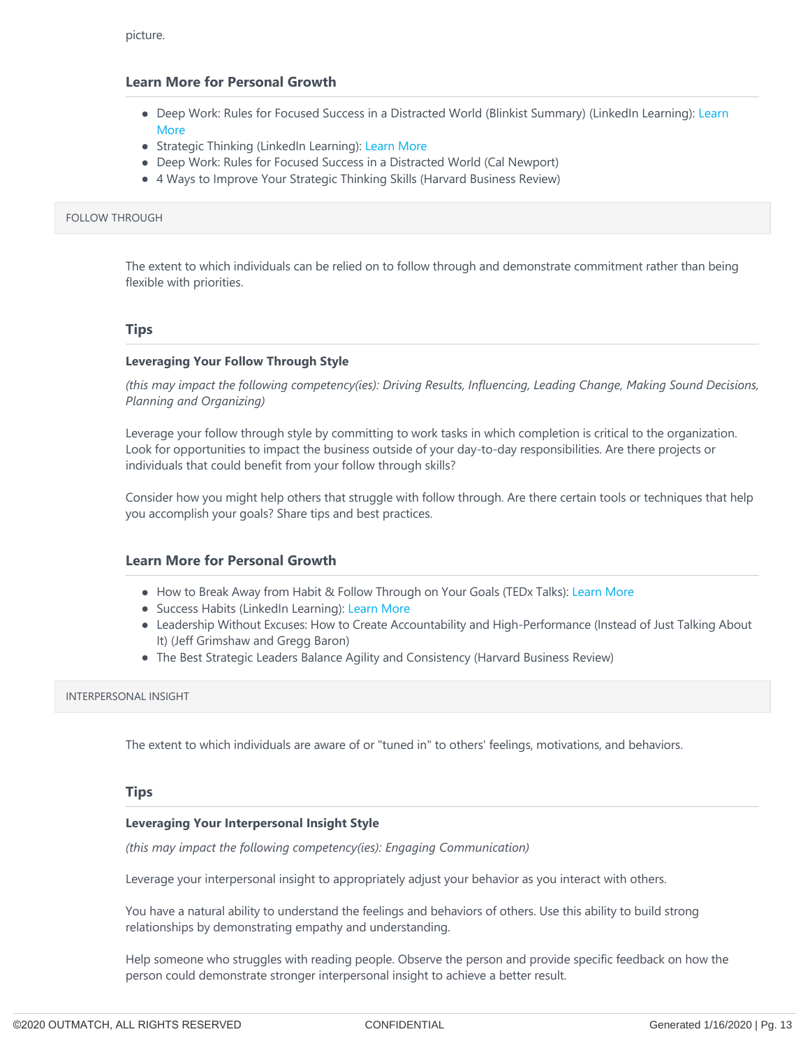picture.

### Learn More for Personal Growth

- Deep Work: Rules for Focused Success in a Distracted World (Blinkist Summary) (LinkedIn Learning): Learn More
- Strategic Thinking (LinkedIn Learning): Learn More
- Deep Work: Rules for Focused Success in a Distracted World (Cal Newport)
- 4 Ways to Improve Your Strategic Thinking Skills (Harvard Business Review)

## FOLLOW THROUGH

The extent to which individuals can be relied on to follow through and demonstrate commitment rather than being flexible with priorities.

### Tips

**Leveraging Your Follow Through Style**

*(this may impact the following competency(ies): Driving Results, Influencing, Leading Change, Making Sound Decisions, Planning and Organizing)*

Leverage your follow through style by committing to work tasks in which completion is critical to the organization. Look for opportunities to impact the business outside of your day-to-day responsibilities. Are there projects or individuals that could benefit from your follow through skills?

Consider how you might help others that struggle with follow through. Are there certain tools or techniques that help you accomplish your goals? Share tips and best practices.

### Learn More for Personal Growth

- How to Break Away from Habit & Follow Through on Your Goals (TEDx Talks): Learn More
- Success Habits (LinkedIn Learning): Learn More
- Leadership Without Excuses: How to Create Accountability and High-Performance (Instead of Just Talking About It) (Jeff Grimshaw and Gregg Baron)
- The Best Strategic Leaders Balance Agility and Consistency (Harvard Business Review)

## INTERPERSONAL INSIGHT

The extent to which individuals are aware of or "tuned in" to others' feelings, motivations, and behaviors.

### Tips

**Leveraging Your Interpersonal Insight Style**

*(this may impact the following competency(ies): Engaging Communication)*

Leverage your interpersonal insight to appropriately adjust your behavior as you interact with others.

You have a natural ability to understand the feelings and behaviors of others. Use this ability to build strong relationships by demonstrating empathy and understanding.

Help someone who struggles with reading people. Observe the person and provide specific feedback on how the person could demonstrate stronger interpersonal insight to achieve a better result.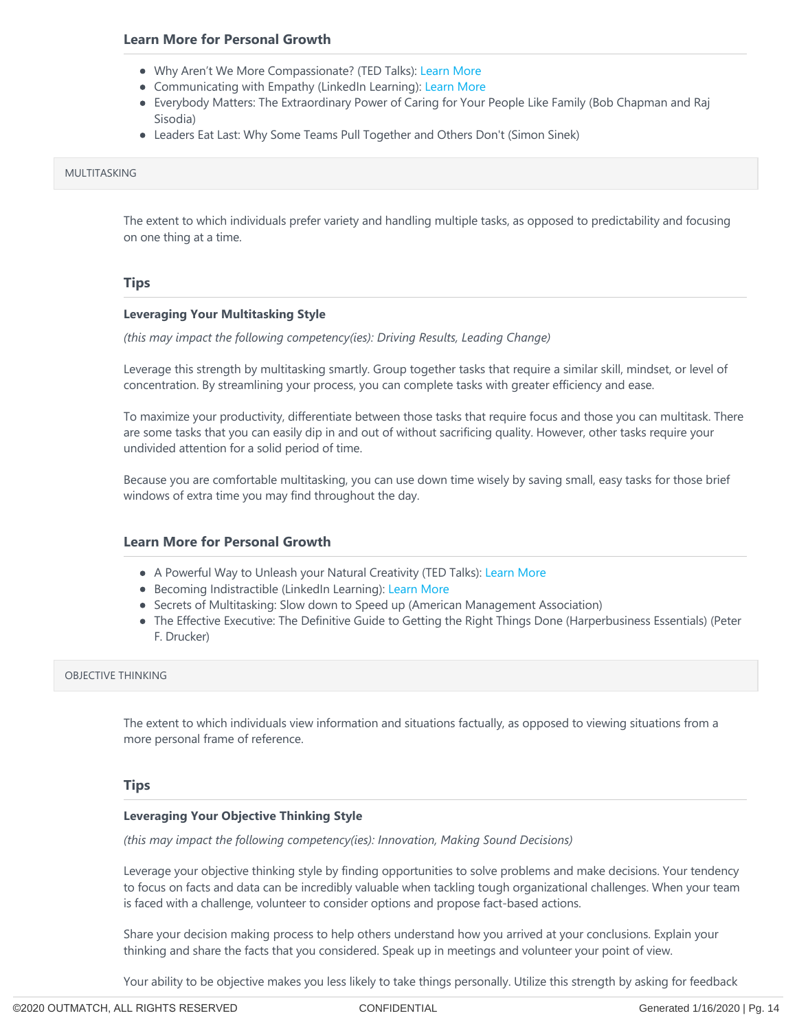### Learn More for Personal Growth

- Why Aren't We More Compassionate? (TED Talks): Learn More
- Communicating with Empathy (LinkedIn Learning): Learn More
- Everybody Matters: The Extraordinary Power of Caring for Your People Like Family (Bob Chapman and Raj Sisodia)
- Leaders Eat Last: Why Some Teams Pull Together and Others Don't (Simon Sinek)

## MULTITASKING

The extent to which individuals prefer variety and handling multiple tasks, as opposed to predictability and focusing on one thing at a time.

### Tips

**Leveraging Your Multitasking Style**

*(this may impact the following competency(ies): Driving Results, Leading Change)*

Leverage this strength by multitasking smartly. Group together tasks that require a similar skill, mindset, or level of concentration. By streamlining your process, you can complete tasks with greater efficiency and ease.

To maximize your productivity, differentiate between those tasks that require focus and those you can multitask. There are some tasks that you can easily dip in and out of without sacrificing quality. However, other tasks require your undivided attention for a solid period of time.

Because you are comfortable multitasking, you can use down time wisely by saving small, easy tasks for those brief windows of extra time you may find throughout the day.

### Learn More for Personal Growth

- A Powerful Way to Unleash your Natural Creativity (TED Talks): Learn More
- Becoming Indistractible (LinkedIn Learning): Learn More
- Secrets of Multitasking: Slow down to Speed up (American Management Association)
- The Effective Executive: The Definitive Guide to Getting the Right Things Done (Harperbusiness Essentials) (Peter F. Drucker)

## OBJECTIVE THINKING

The extent to which individuals view information and situations factually, as opposed to viewing situations from a more personal frame of reference.

### Tips

**Leveraging Your Objective Thinking Style**

*(this may impact the following competency(ies): Innovation, Making Sound Decisions)*

Leverage your objective thinking style by finding opportunities to solve problems and make decisions. Your tendency to focus on facts and data can be incredibly valuable when tackling tough organizational challenges. When your team is faced with a challenge, volunteer to consider options and propose fact-based actions.

Share your decision making process to help others understand how you arrived at your conclusions. Explain your thinking and share the facts that you considered. Speak up in meetings and volunteer your point of view.

Your ability to be objective makes you less likely to take things personally. Utilize this strength by asking for feedback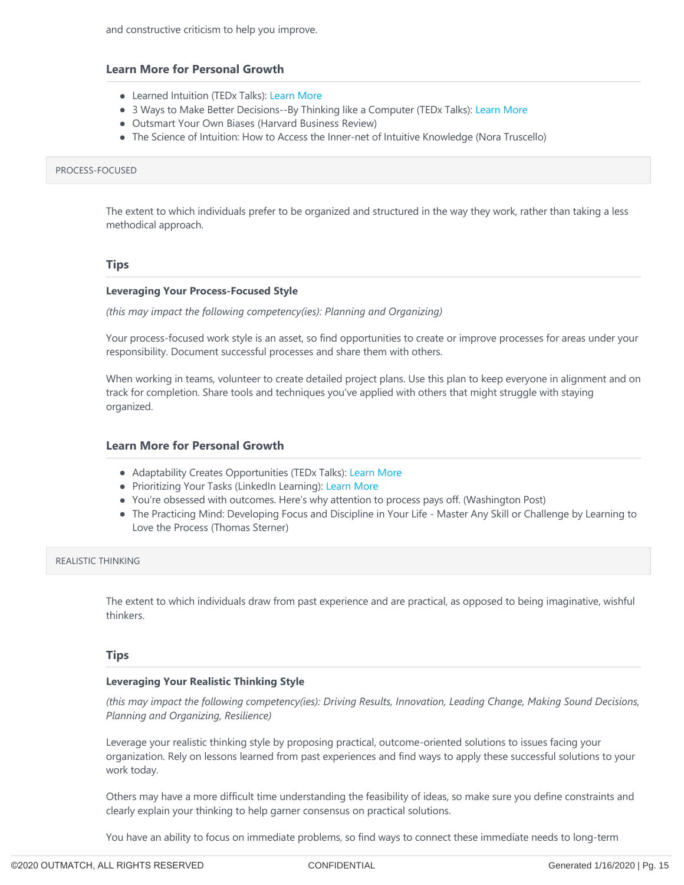and constructive criticism to help you improve.

### Learn More for Personal Growth

- Learned Intuition (TEDx Talks): Learn More
- 3 Ways to Make Better Decisions--By Thinking like a Computer (TEDx Talks): Learn More
- Outsmart Your Own Biases (Harvard Business Review)
- The Science of Intuition: How to Access the Inner-net of Intuitive Knowledge (Nora Truscello)

## PROCESS-FOCUSED

The extent to which individuals prefer to be organized and structured in the way they work, rather than taking a less methodical approach.

### Tips

**Leveraging Your Process-Focused Style**

*(this may impact the following competency(ies): Planning and Organizing)*

Your process-focused work style is an asset, so find opportunities to create or improve processes for areas under your responsibility. Document successful processes and share them with others.

When working in teams, volunteer to create detailed project plans. Use this plan to keep everyone in alignment and on track for completion. Share tools and techniques you've applied with others that might struggle with staying organized.

### Learn More for Personal Growth

- Adaptability Creates Opportunities (TEDx Talks): Learn More
- Prioritizing Your Tasks (LinkedIn Learning): Learn More
- You're obsessed with outcomes. Here's why attention to process pays off. (Washington Post)
- The Practicing Mind: Developing Focus and Discipline in Your Life - Master Any Skill or Challenge by Learning to Love the Process (Thomas Sterner)

## REALISTIC THINKING

The extent to which individuals draw from past experience and are practical, as opposed to being imaginative, wishful thinkers.

### Tips

**Leveraging Your Realistic Thinking Style**

*(this may impact the following competency(ies): Driving Results, Innovation, Leading Change, Making Sound Decisions, Planning and Organizing, Resilience)*

Leverage your realistic thinking style by proposing practical, outcome-oriented solutions to issues facing your organization. Rely on lessons learned from past experiences and find ways to apply these successful solutions to your work today.

Others may have a more difficult time understanding the feasibility of ideas, so make sure you define constraints and clearly explain your thinking to help garner consensus on practical solutions.

You have an ability to focus on immediate problems, so find ways to connect these immediate needs to long-term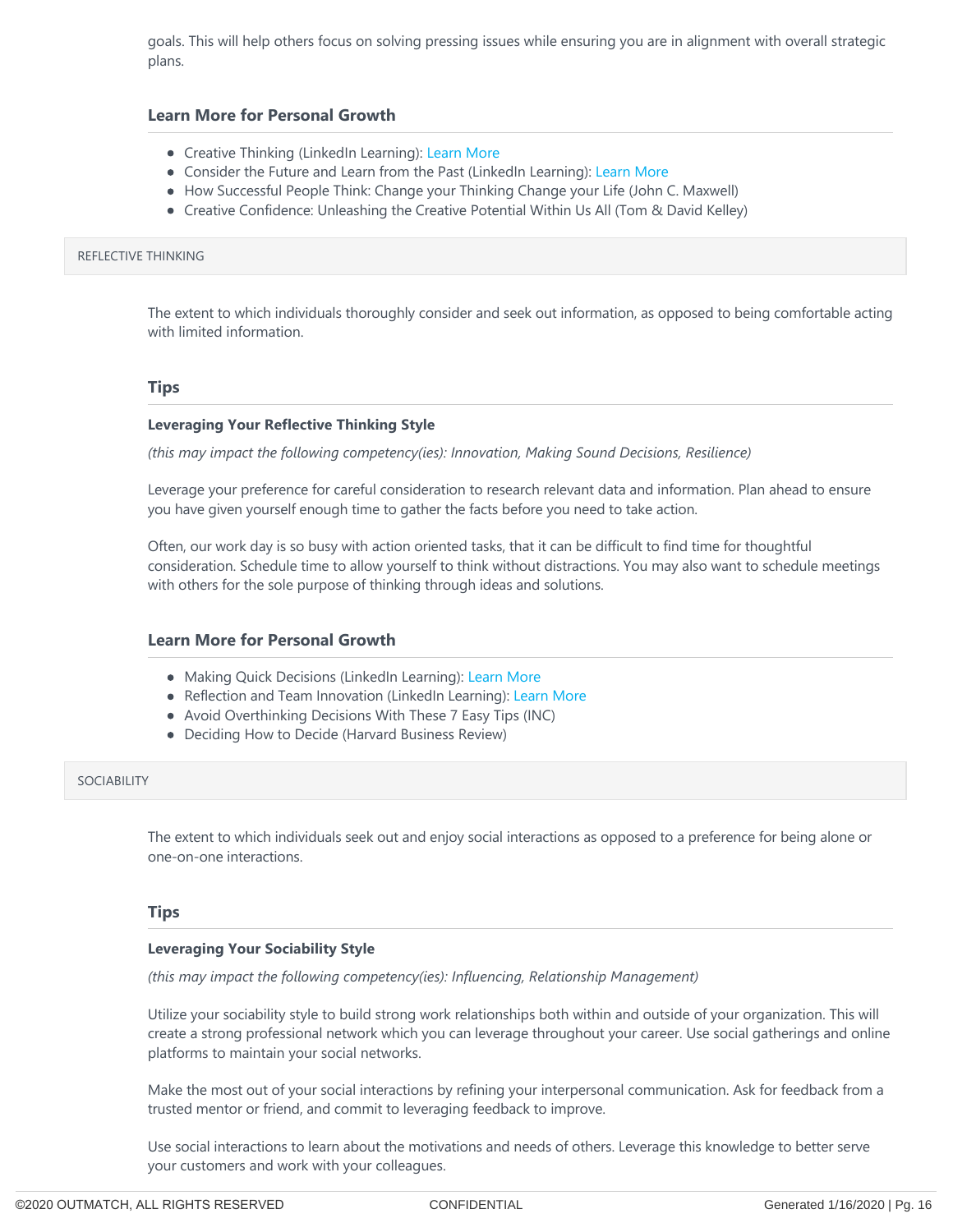goals. This will help others focus on solving pressing issues while ensuring you are in alignment with overall strategic plans.

### Learn More for Personal Growth

- Creative Thinking (LinkedIn Learning): Learn More
- Consider the Future and Learn from the Past (LinkedIn Learning): Learn More
- How Successful People Think: Change your Thinking Change your Life (John C. Maxwell)
- Creative Confidence: Unleashing the Creative Potential Within Us All (Tom & David Kelley)

## REFLECTIVE THINKING

The extent to which individuals thoroughly consider and seek out information, as opposed to being comfortable acting with limited information.

### Tips

**Leveraging Your Reflective Thinking Style**

*(this may impact the following competency(ies): Innovation, Making Sound Decisions, Resilience)*

Leverage your preference for careful consideration to research relevant data and information. Plan ahead to ensure you have given yourself enough time to gather the facts before you need to take action.

Often, our work day is so busy with action oriented tasks, that it can be difficult to find time for thoughtful consideration. Schedule time to allow yourself to think without distractions. You may also want to schedule meetings with others for the sole purpose of thinking through ideas and solutions.

### Learn More for Personal Growth

- Making Quick Decisions (LinkedIn Learning): Learn More
- Reflection and Team Innovation (LinkedIn Learning): Learn More
- Avoid Overthinking Decisions With These 7 Easy Tips (INC)
- Deciding How to Decide (Harvard Business Review)

## SOCIABILITY

The extent to which individuals seek out and enjoy social interactions as opposed to a preference for being alone or one-on-one interactions.

### Tips

**Leveraging Your Sociability Style**

*(this may impact the following competency(ies): Influencing, Relationship Management)*

Utilize your sociability style to build strong work relationships both within and outside of your organization. This will create a strong professional network which you can leverage throughout your career. Use social gatherings and online platforms to maintain your social networks.

Make the most out of your social interactions by refining your interpersonal communication. Ask for feedback from a trusted mentor or friend, and commit to leveraging feedback to improve.

Use social interactions to learn about the motivations and needs of others. Leverage this knowledge to better serve your customers and work with your colleagues.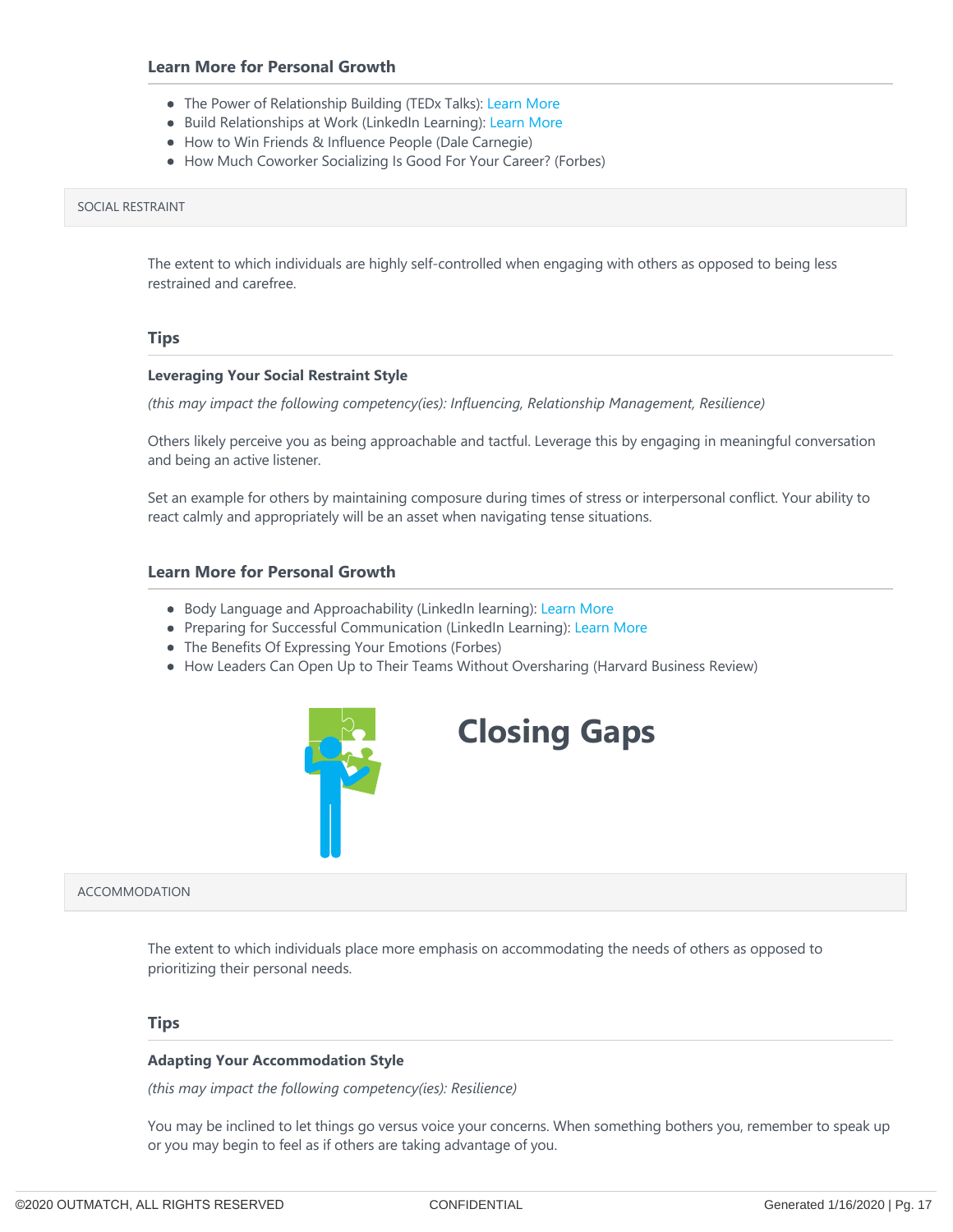### Learn More for Personal Growth

- The Power of Relationship Building (TEDx Talks): Learn More
- Build Relationships at Work (LinkedIn Learning): Learn More
- How to Win Friends & Influence People (Dale Carnegie)
- How Much Coworker Socializing Is Good For Your Career? (Forbes)

## SOCIAL RESTRAINT

The extent to which individuals are highly self-controlled when engaging with others as opposed to being less restrained and carefree.

### Tips

**Leveraging Your Social Restraint Style**

*(this may impact the following competency(ies): Influencing, Relationship Management, Resilience)*

Others likely perceive you as being approachable and tactful. Leverage this by engaging in meaningful conversation and being an active listener.

Set an example for others by maintaining composure during times of stress or interpersonal conflict. Your ability to react calmly and appropriately will be an asset when navigating tense situations.

### Learn More for Personal Growth

- Body Language and Approachability (LinkedIn learning): Learn More
- Preparing for Successful Communication (LinkedIn Learning): Learn More
- The Benefits Of Expressing Your Emotions (Forbes)
- How Leaders Can Open Up to Their Teams Without Oversharing (Harvard Business Review)

# Closing Gaps

## ACCOMMODATION

The extent to which individuals place more emphasis on accommodating the needs of others as opposed to prioritizing their personal needs.

### Tips

**Adapting Your Accommodation Style**

*(this may impact the following competency(ies): Resilience)*

You may be inclined to let things go versus voice your concerns. When something bothers you, remember to speak up or you may begin to feel as if others are taking advantage of you.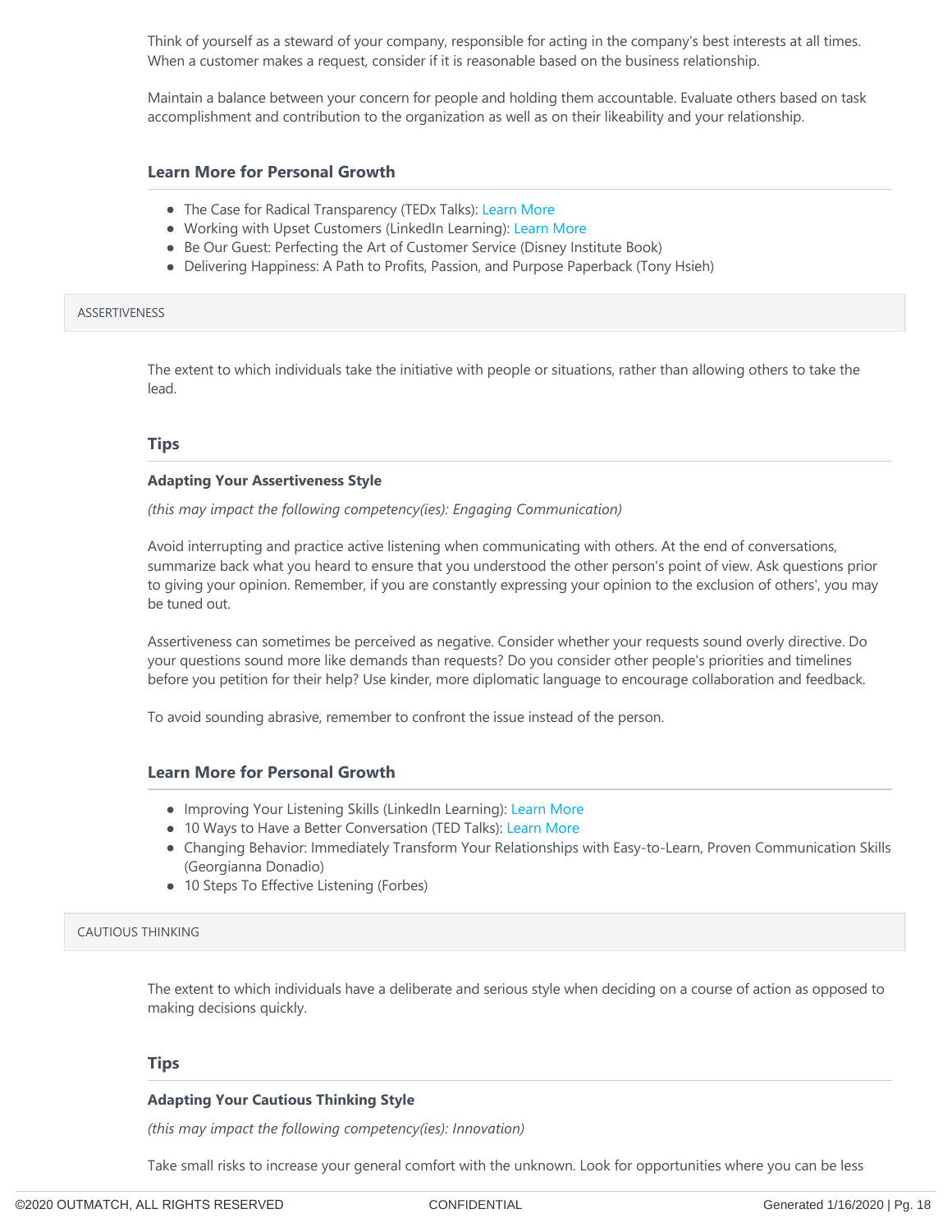Think of yourself as a steward of your company, responsible for acting in the company's best interests at all times. When a customer makes a request, consider if it is reasonable based on the business relationship.

Maintain a balance between your concern for people and holding them accountable. Evaluate others based on task accomplishment and contribution to the organization as well as on their likeability and your relationship.

### Learn More for Personal Growth

- The Case for Radical Transparency (TEDx Talks): Learn More
- Working with Upset Customers (LinkedIn Learning): Learn More
- Be Our Guest: Perfecting the Art of Customer Service (Disney Institute Book)
- Delivering Happiness: A Path to Profits, Passion, and Purpose Paperback (Tony Hsieh)

## ASSERTIVENESS

The extent to which individuals take the initiative with people or situations, rather than allowing others to take the lead.

### Tips

**Adapting Your Assertiveness Style**

*(this may impact the following competency(ies): Engaging Communication)*

Avoid interrupting and practice active listening when communicating with others. At the end of conversations, summarize back what you heard to ensure that you understood the other person's point of view. Ask questions prior to giving your opinion. Remember, if you are constantly expressing your opinion to the exclusion of others', you may be tuned out.

Assertiveness can sometimes be perceived as negative. Consider whether your requests sound overly directive. Do your questions sound more like demands than requests? Do you consider other people's priorities and timelines before you petition for their help? Use kinder, more diplomatic language to encourage collaboration and feedback.

To avoid sounding abrasive, remember to confront the issue instead of the person.

### Learn More for Personal Growth

- Improving Your Listening Skills (LinkedIn Learning): Learn More
- 10 Ways to Have a Better Conversation (TED Talks): Learn More
- Changing Behavior: Immediately Transform Your Relationships with Easy-to-Learn, Proven Communication Skills (Georgianna Donadio)
- 10 Steps To Effective Listening (Forbes)

## CAUTIOUS THINKING

The extent to which individuals have a deliberate and serious style when deciding on a course of action as opposed to making decisions quickly.

### Tips

**Adapting Your Cautious Thinking Style**

*(this may impact the following competency(ies): Innovation)*

Take small risks to increase your general comfort with the unknown. Look for opportunities where you can be less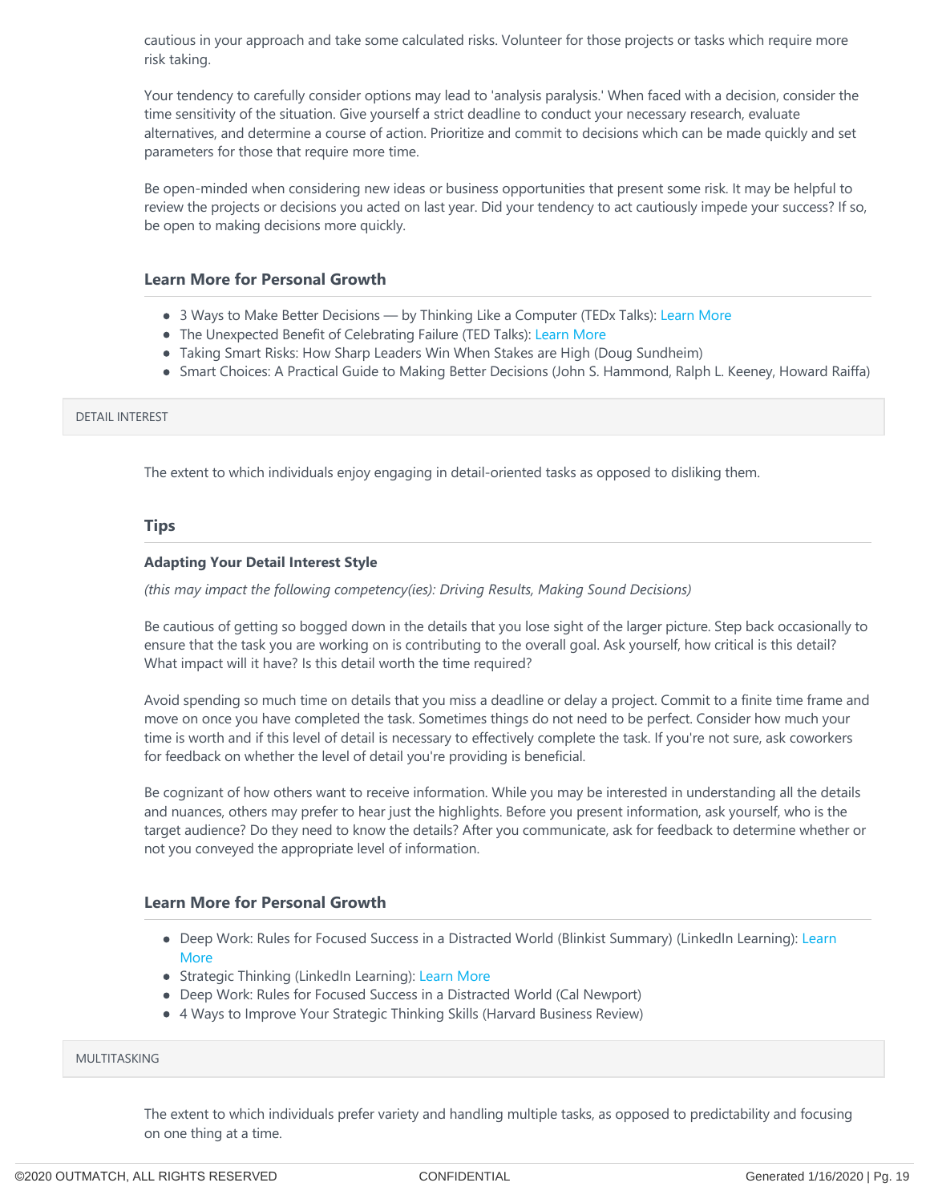cautious in your approach and take some calculated risks. Volunteer for those projects or tasks which require more risk taking.

Your tendency to carefully consider options may lead to 'analysis paralysis.' When faced with a decision, consider the time sensitivity of the situation. Give yourself a strict deadline to conduct your necessary research, evaluate alternatives, and determine a course of action. Prioritize and commit to decisions which can be made quickly and set parameters for those that require more time.

Be open-minded when considering new ideas or business opportunities that present some risk. It may be helpful to review the projects or decisions you acted on last year. Did your tendency to act cautiously impede your success? If so, be open to making decisions more quickly.

### Learn More for Personal Growth

- 3 Ways to Make Better Decisions — by Thinking Like a Computer (TEDx Talks): Learn More
- The Unexpected Benefit of Celebrating Failure (TED Talks): Learn More
- Taking Smart Risks: How Sharp Leaders Win When Stakes are High (Doug Sundheim)
- Smart Choices: A Practical Guide to Making Better Decisions (John S. Hammond, Ralph L. Keeney, Howard Raiffa)

## DETAIL INTEREST

The extent to which individuals enjoy engaging in detail-oriented tasks as opposed to disliking them.

### Tips

**Adapting Your Detail Interest Style**

*(this may impact the following competency(ies): Driving Results, Making Sound Decisions)*

Be cautious of getting so bogged down in the details that you lose sight of the larger picture. Step back occasionally to ensure that the task you are working on is contributing to the overall goal. Ask yourself, how critical is this detail? What impact will it have? Is this detail worth the time required?

Avoid spending so much time on details that you miss a deadline or delay a project. Commit to a finite time frame and move on once you have completed the task. Sometimes things do not need to be perfect. Consider how much your time is worth and if this level of detail is necessary to effectively complete the task. If you're not sure, ask coworkers for feedback on whether the level of detail you're providing is beneficial.

Be cognizant of how others want to receive information. While you may be interested in understanding all the details and nuances, others may prefer to hear just the highlights. Before you present information, ask yourself, who is the target audience? Do they need to know the details? After you communicate, ask for feedback to determine whether or not you conveyed the appropriate level of information.

### Learn More for Personal Growth

- Deep Work: Rules for Focused Success in a Distracted World (Blinkist Summary) (LinkedIn Learning): Learn More
- Strategic Thinking (LinkedIn Learning): Learn More
- Deep Work: Rules for Focused Success in a Distracted World (Cal Newport)
- 4 Ways to Improve Your Strategic Thinking Skills (Harvard Business Review)

## MULTITASKING

The extent to which individuals prefer variety and handling multiple tasks, as opposed to predictability and focusing on one thing at a time.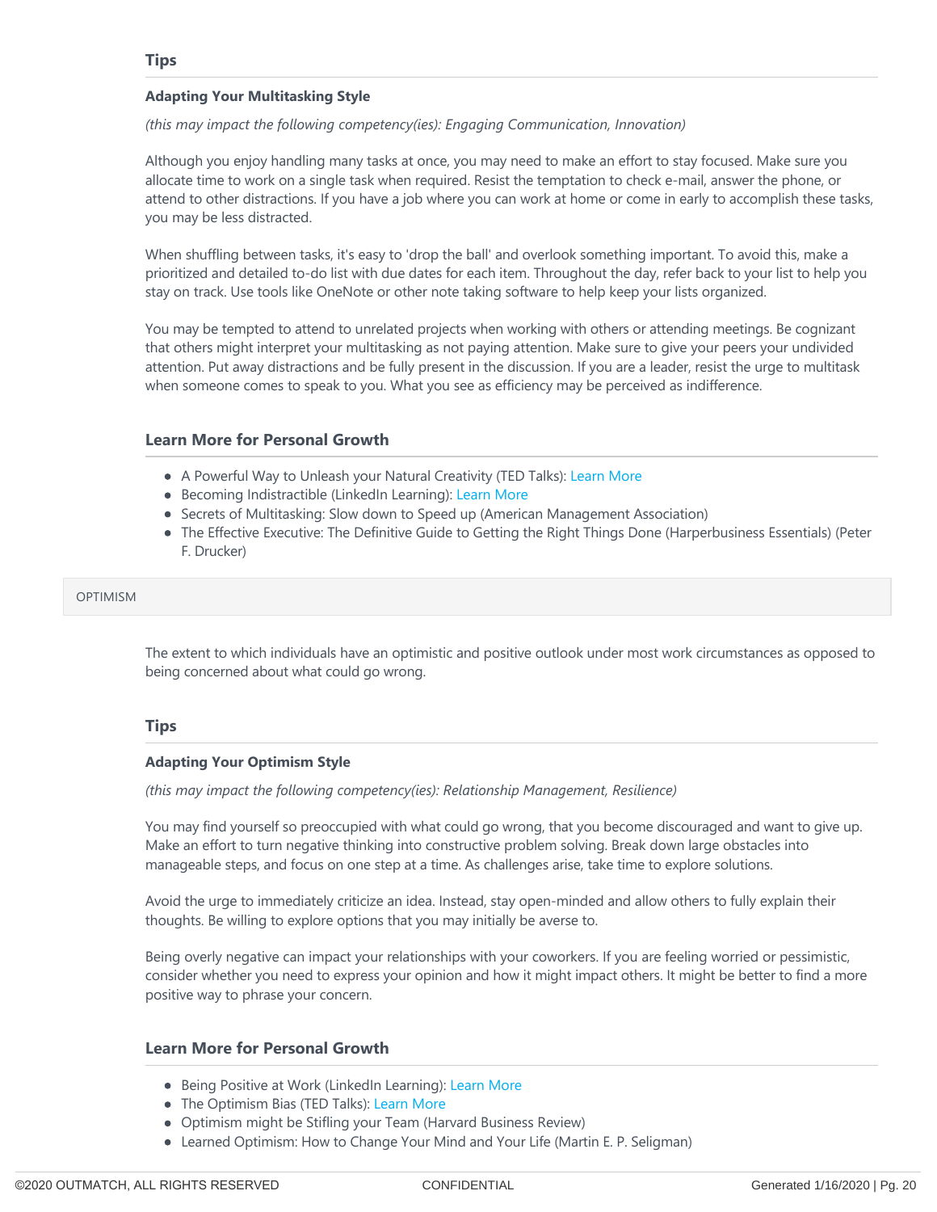### Tips

**Adapting Your Multitasking Style**

*(this may impact the following competency(ies): Engaging Communication, Innovation)*

Although you enjoy handling many tasks at once, you may need to make an effort to stay focused. Make sure you allocate time to work on a single task when required. Resist the temptation to check e-mail, answer the phone, or attend to other distractions. If you have a job where you can work at home or come in early to accomplish these tasks, you may be less distracted.

When shuffling between tasks, it's easy to 'drop the ball' and overlook something important. To avoid this, make a prioritized and detailed to-do list with due dates for each item. Throughout the day, refer back to your list to help you stay on track. Use tools like OneNote or other note taking software to help keep your lists organized.

You may be tempted to attend to unrelated projects when working with others or attending meetings. Be cognizant that others might interpret your multitasking as not paying attention. Make sure to give your peers your undivided attention. Put away distractions and be fully present in the discussion. If you are a leader, resist the urge to multitask when someone comes to speak to you. What you see as efficiency may be perceived as indifference.

### Learn More for Personal Growth

- A Powerful Way to Unleash your Natural Creativity (TED Talks): Learn More
- Becoming Indistractible (LinkedIn Learning): Learn More
- Secrets of Multitasking: Slow down to Speed up (American Management Association)
- The Effective Executive: The Definitive Guide to Getting the Right Things Done (Harperbusiness Essentials) (Peter F. Drucker)

## OPTIMISM

The extent to which individuals have an optimistic and positive outlook under most work circumstances as opposed to being concerned about what could go wrong.

### Tips

**Adapting Your Optimism Style**

*(this may impact the following competency(ies): Relationship Management, Resilience)*

You may find yourself so preoccupied with what could go wrong, that you become discouraged and want to give up. Make an effort to turn negative thinking into constructive problem solving. Break down large obstacles into manageable steps, and focus on one step at a time. As challenges arise, take time to explore solutions.

Avoid the urge to immediately criticize an idea. Instead, stay open-minded and allow others to fully explain their thoughts. Be willing to explore options that you may initially be averse to.

Being overly negative can impact your relationships with your coworkers. If you are feeling worried or pessimistic, consider whether you need to express your opinion and how it might impact others. It might be better to find a more positive way to phrase your concern.

### Learn More for Personal Growth

- Being Positive at Work (LinkedIn Learning): Learn More
- The Optimism Bias (TED Talks): Learn More
- Optimism might be Stifling your Team (Harvard Business Review)
- Learned Optimism: How to Change Your Mind and Your Life (Martin E. P. Seligman)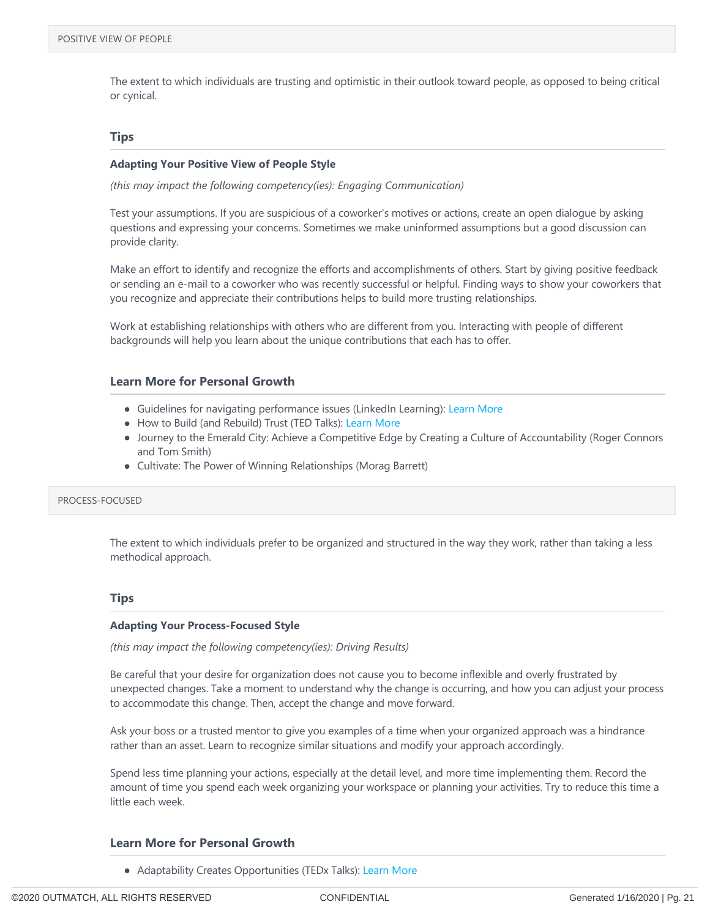## POSITIVE VIEW OF PEOPLE

The extent to which individuals are trusting and optimistic in their outlook toward people, as opposed to being critical or cynical.

### Tips

**Adapting Your Positive View of People Style**

*(this may impact the following competency(ies): Engaging Communication)*

Test your assumptions. If you are suspicious of a coworker's motives or actions, create an open dialogue by asking questions and expressing your concerns. Sometimes we make uninformed assumptions but a good discussion can provide clarity.

Make an effort to identify and recognize the efforts and accomplishments of others. Start by giving positive feedback or sending an e-mail to a coworker who was recently successful or helpful. Finding ways to show your coworkers that you recognize and appreciate their contributions helps to build more trusting relationships.

Work at establishing relationships with others who are different from you. Interacting with people of different backgrounds will help you learn about the unique contributions that each has to offer.

### Learn More for Personal Growth

- Guidelines for navigating performance issues (LinkedIn Learning): Learn More
- How to Build (and Rebuild) Trust (TED Talks): Learn More
- Journey to the Emerald City: Achieve a Competitive Edge by Creating a Culture of Accountability (Roger Connors and Tom Smith)
- Cultivate: The Power of Winning Relationships (Morag Barrett)

## PROCESS-FOCUSED

The extent to which individuals prefer to be organized and structured in the way they work, rather than taking a less methodical approach.

### Tips

**Adapting Your Process-Focused Style**

*(this may impact the following competency(ies): Driving Results)*

Be careful that your desire for organization does not cause you to become inflexible and overly frustrated by unexpected changes. Take a moment to understand why the change is occurring, and how you can adjust your process to accommodate this change. Then, accept the change and move forward.

Ask your boss or a trusted mentor to give you examples of a time when your organized approach was a hindrance rather than an asset. Learn to recognize similar situations and modify your approach accordingly.

Spend less time planning your actions, especially at the detail level, and more time implementing them. Record the amount of time you spend each week organizing your workspace or planning your activities. Try to reduce this time a little each week.

### Learn More for Personal Growth

- Adaptability Creates Opportunities (TEDx Talks): Learn More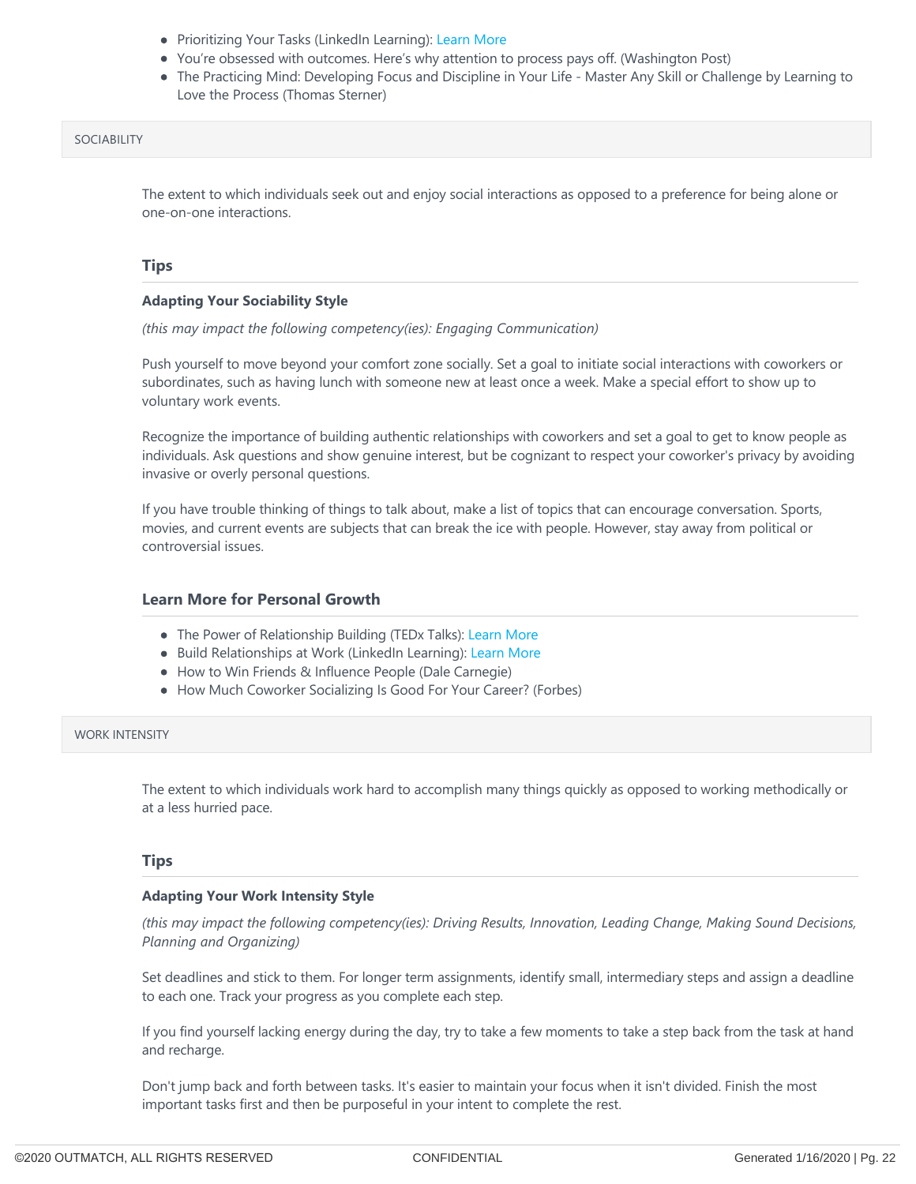- Prioritizing Your Tasks (LinkedIn Learning): Learn More
- You're obsessed with outcomes. Here's why attention to process pays off. (Washington Post)
- The Practicing Mind: Developing Focus and Discipline in Your Life - Master Any Skill or Challenge by Learning to Love the Process (Thomas Sterner)

## SOCIABILITY

The extent to which individuals seek out and enjoy social interactions as opposed to a preference for being alone or one-on-one interactions.

### Tips

**Adapting Your Sociability Style**

*(this may impact the following competency(ies): Engaging Communication)*

Push yourself to move beyond your comfort zone socially. Set a goal to initiate social interactions with coworkers or subordinates, such as having lunch with someone new at least once a week. Make a special effort to show up to voluntary work events.

Recognize the importance of building authentic relationships with coworkers and set a goal to get to know people as individuals. Ask questions and show genuine interest, but be cognizant to respect your coworker's privacy by avoiding invasive or overly personal questions.

If you have trouble thinking of things to talk about, make a list of topics that can encourage conversation. Sports, movies, and current events are subjects that can break the ice with people. However, stay away from political or controversial issues.

### Learn More for Personal Growth

- The Power of Relationship Building (TEDx Talks): Learn More
- Build Relationships at Work (LinkedIn Learning): Learn More
- How to Win Friends & Influence People (Dale Carnegie)
- How Much Coworker Socializing Is Good For Your Career? (Forbes)

## WORK INTENSITY

The extent to which individuals work hard to accomplish many things quickly as opposed to working methodically or at a less hurried pace.

### Tips

**Adapting Your Work Intensity Style**

*(this may impact the following competency(ies): Driving Results, Innovation, Leading Change, Making Sound Decisions, Planning and Organizing)*

Set deadlines and stick to them. For longer term assignments, identify small, intermediary steps and assign a deadline to each one. Track your progress as you complete each step.

If you find yourself lacking energy during the day, try to take a few moments to take a step back from the task at hand and recharge.

Don't jump back and forth between tasks. It's easier to maintain your focus when it isn't divided. Finish the most important tasks first and then be purposeful in your intent to complete the rest.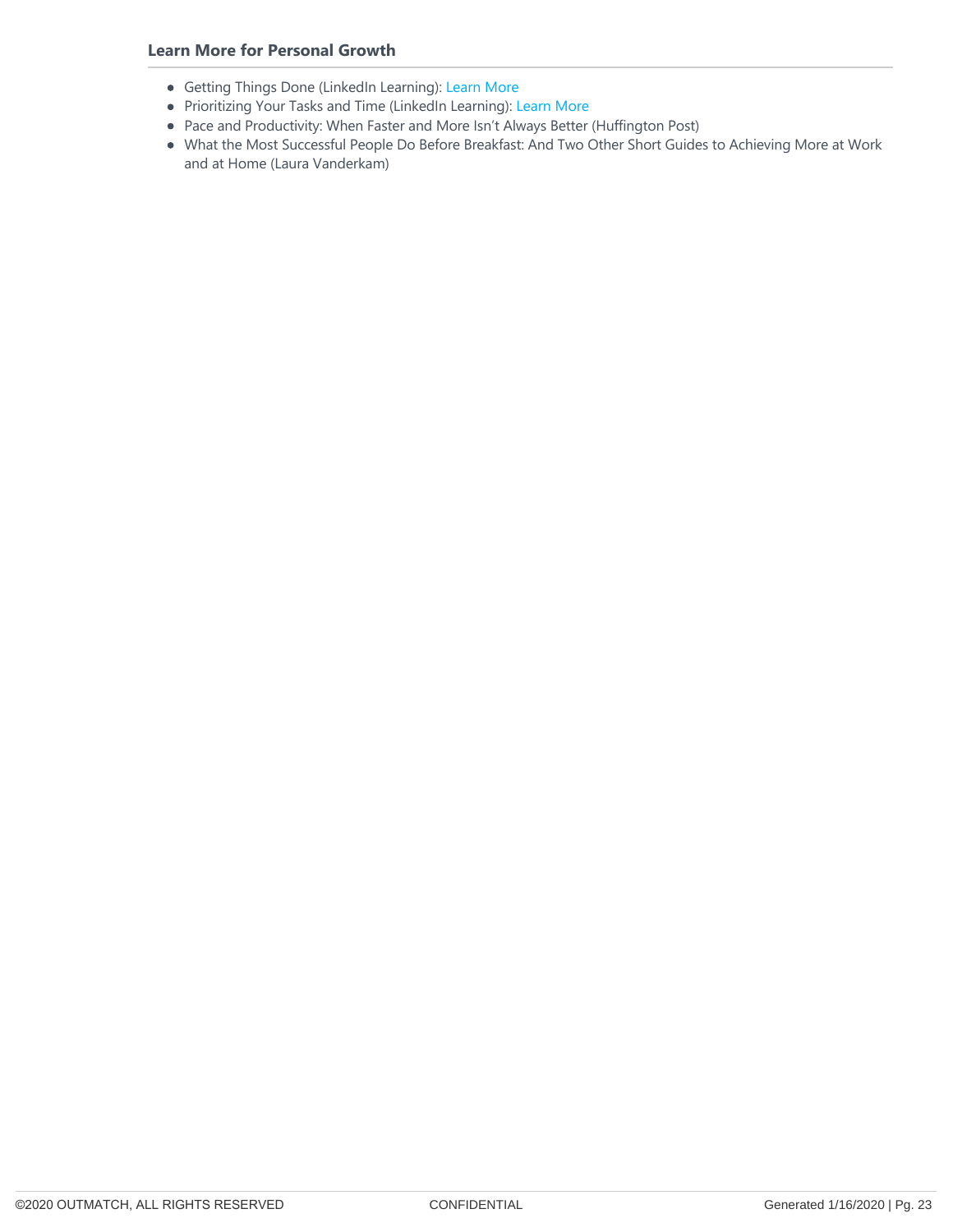### Learn More for Personal Growth

- Getting Things Done (LinkedIn Learning): Learn More
- Prioritizing Your Tasks and Time (LinkedIn Learning): Learn More
- Pace and Productivity: When Faster and More Isn't Always Better (Huffington Post)
- What the Most Successful People Do Before Breakfast: And Two Other Short Guides to Achieving More at Work and at Home (Laura Vanderkam)